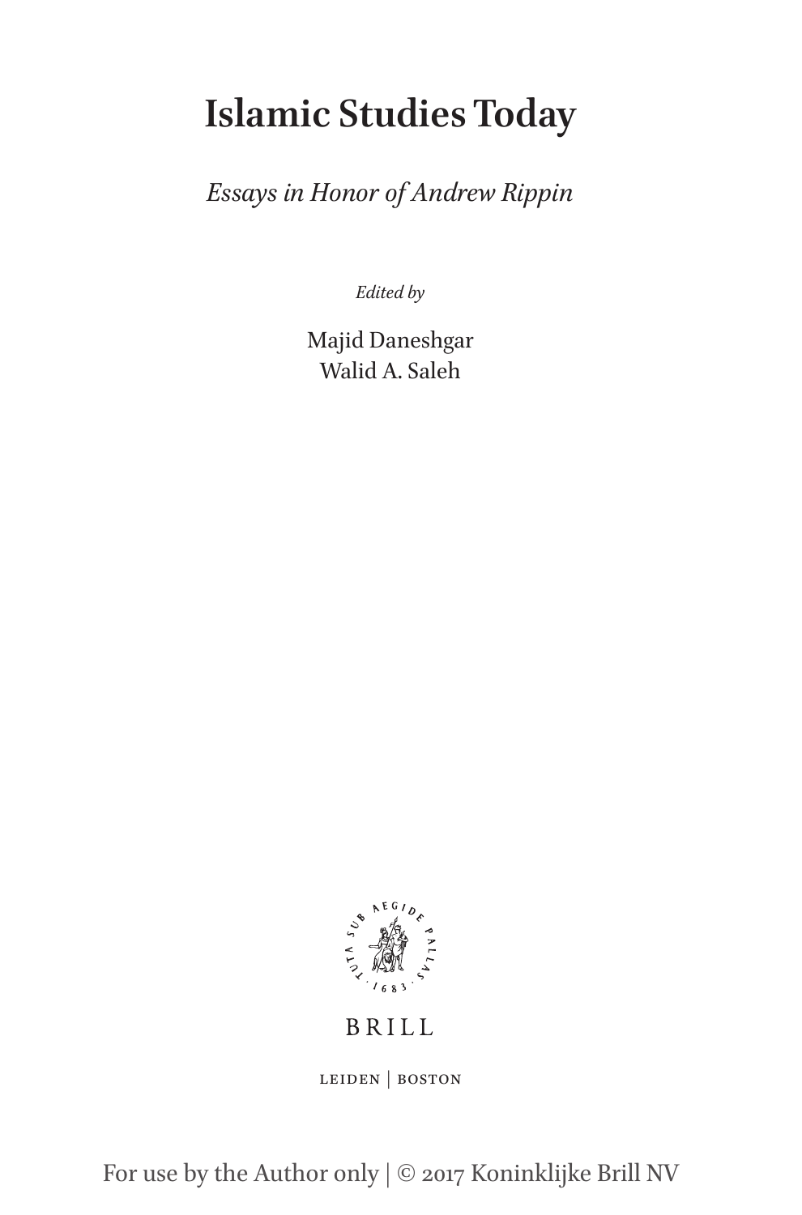# Islamic Studies Today

*Essays in Honor of Andrew Rippin*

*Edited by*

Majid Daneshgar
Walid A. Saleh

TUTA SUB AEGIDE PALLAS · 1683 ·

BRILL

LEIDEN | BOSTON

For use by the Author only | © 2017 Koninklijke Brill NV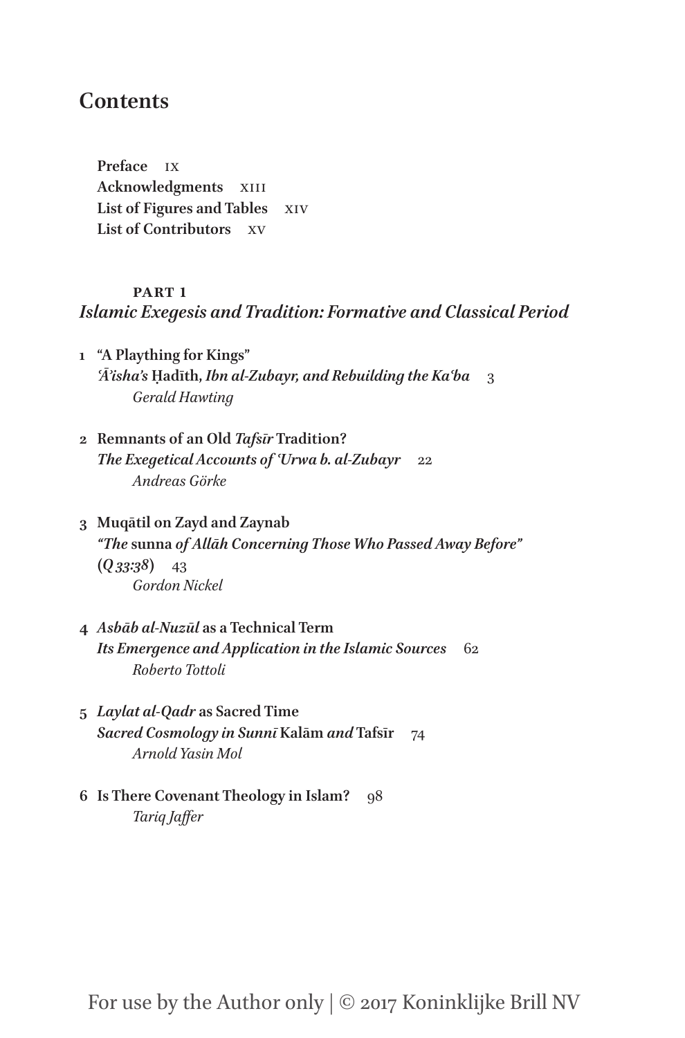# Contents

**Preface** IX
**Acknowledgments** XIII
**List of Figures and Tables** XIV
**List of Contributors** XV

## PART 1
## *Islamic Exegesis and Tradition: Formative and Classical Period*

**1 "A Plaything for Kings"**
***ʿĀʾisha's* Ḥadīth, *Ibn al-Zubayr, and Rebuilding the Kaʿba*** 3
*Gerald Hawting*

**2 Remnants of an Old *Tafsīr* Tradition?**
***The Exegetical Accounts of ʿUrwa b. al-Zubayr*** 22
*Andreas Görke*

**3 Muqātil on Zayd and Zaynab**
***"The* sunna *of Allāh Concerning Those Who Passed Away Before"***
**(*Q 33:38*)** 43
*Gordon Nickel*

**4 *Asbāb al-Nuzūl* as a Technical Term**
***Its Emergence and Application in the Islamic Sources*** 62
*Roberto Tottoli*

**5 *Laylat al-Qadr* as Sacred Time**
***Sacred Cosmology in Sunnī* Kalām *and* Tafsīr** 74
*Arnold Yasin Mol*

**6 Is There Covenant Theology in Islam?** 98
*Tariq Jaffer*

For use by the Author only | © 2017 Koninklijke Brill NV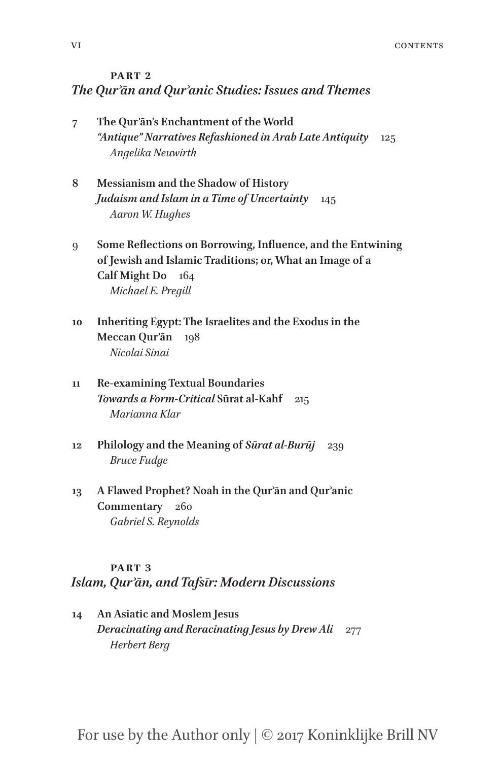## PART 2
## *The Qur'ān and Qur'anic Studies: Issues and Themes*

**7 The Qur'ān's Enchantment of the World**
***"Antique" Narratives Refashioned in Arab Late Antiquity*** 125
*Angelika Neuwirth*

**8 Messianism and the Shadow of History**
***Judaism and Islam in a Time of Uncertainty*** 145
*Aaron W. Hughes*

**9 Some Reflections on Borrowing, Influence, and the Entwining of Jewish and Islamic Traditions; or, What an Image of a Calf Might Do** 164
*Michael E. Pregill*

**10 Inheriting Egypt: The Israelites and the Exodus in the Meccan Qur'ān** 198
*Nicolai Sinai*

**11 Re-examining Textual Boundaries**
***Towards a Form-Critical* Sūrat al-Kahf** 215
*Marianna Klar*

**12 Philology and the Meaning of *Sūrat al-Burūj*** 239
*Bruce Fudge*

**13 A Flawed Prophet? Noah in the Qur'ān and Qur'anic Commentary** 260
*Gabriel S. Reynolds*

## PART 3
## *Islam, Qur'ān, and Tafsīr: Modern Discussions*

**14 An Asiatic and Moslem Jesus**
***Deracinating and Reracinating Jesus by Drew Ali*** 277
*Herbert Berg*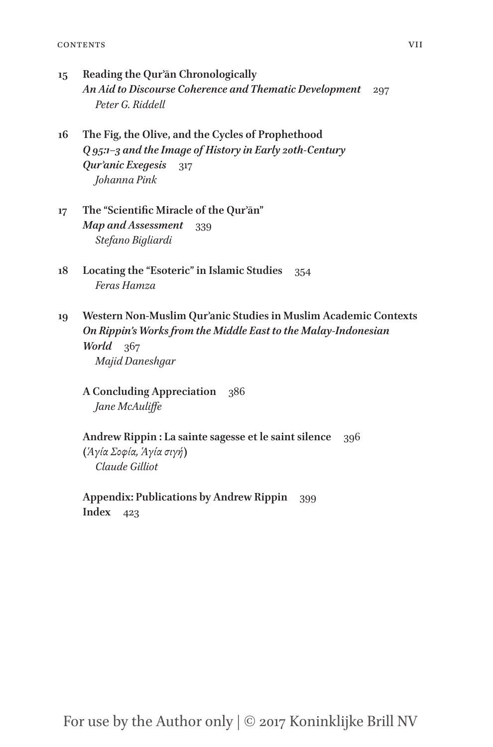15 **Reading the Qurʾān Chronologically**
***An Aid to Discourse Coherence and Thematic Development*** 297
*Peter G. Riddell*

16 **The Fig, the Olive, and the Cycles of Prophethood**
***Q 95:1–3 and the Image of History in Early 20th-Century Qurʾanic Exegesis*** 317
*Johanna Pink*

17 **The "Scientific Miracle of the Qurʾān"**
***Map and Assessment*** 339
*Stefano Bigliardi*

18 **Locating the "Esoteric" in Islamic Studies** 354
*Feras Hamza*

19 **Western Non-Muslim Qurʾanic Studies in Muslim Academic Contexts**
***On Rippin's Works from the Middle East to the Malay-Indonesian World*** 367
*Majid Daneshgar*

**A Concluding Appreciation** 386
*Jane McAuliffe*

**Andrew Rippin : La sainte sagesse et le saint silence** 396
**(***Ἁγία Σοφία, Ἁγία σιγή***)**
*Claude Gilliot*

**Appendix: Publications by Andrew Rippin** 399
**Index** 423

For use by the Author only | © 2017 Koninklijke Brill NV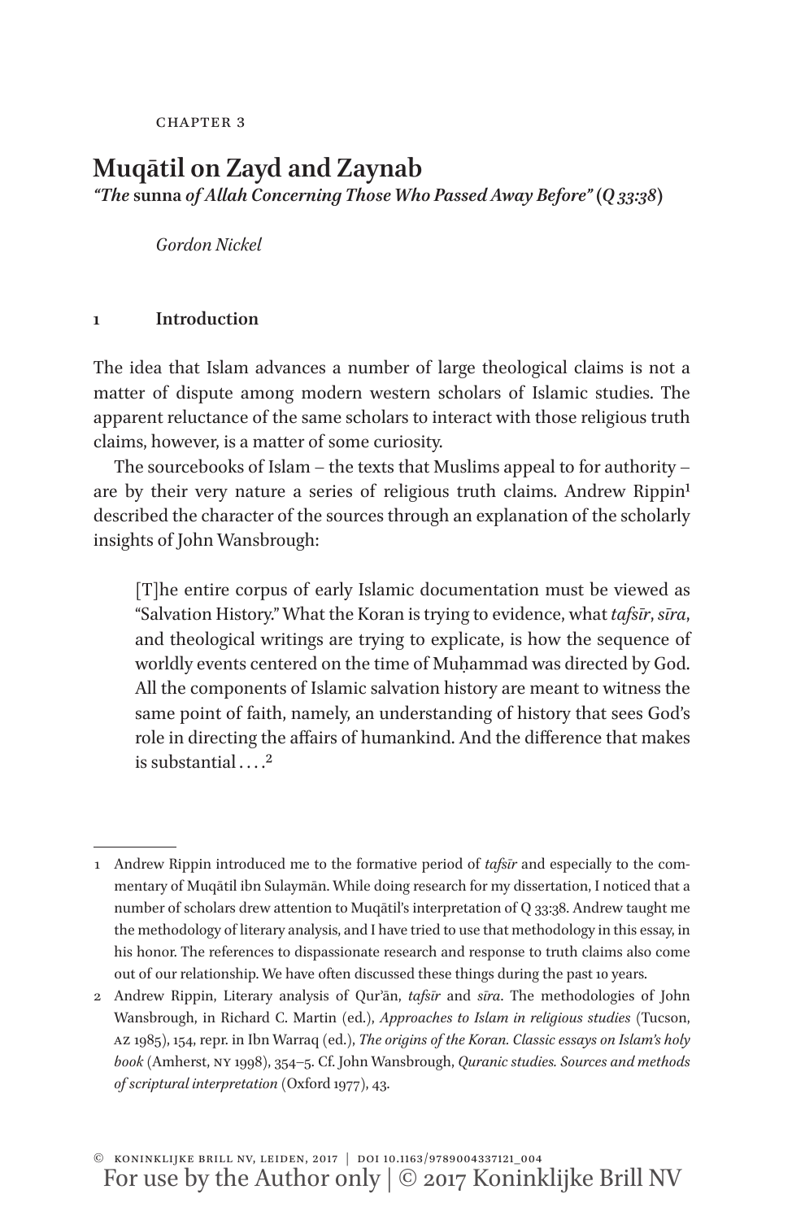CHAPTER 3

# Muqātil on Zayd and Zaynab

*"The* sunna *of Allah Concerning Those Who Passed Away Before"* (*Q 33:38*)

*Gordon Nickel*

## 1 Introduction

The idea that Islam advances a number of large theological claims is not a matter of dispute among modern western scholars of Islamic studies. The apparent reluctance of the same scholars to interact with those religious truth claims, however, is a matter of some curiosity.

The sourcebooks of Islam – the texts that Muslims appeal to for authority – are by their very nature a series of religious truth claims. Andrew Rippin[1] described the character of the sources through an explanation of the scholarly insights of John Wansbrough:

> [T]he entire corpus of early Islamic documentation must be viewed as "Salvation History." What the Koran is trying to evidence, what *tafsīr*, *sīra*, and theological writings are trying to explicate, is how the sequence of worldly events centered on the time of Muḥammad was directed by God. All the components of Islamic salvation history are meant to witness the same point of faith, namely, an understanding of history that sees God's role in directing the affairs of humankind. And the difference that makes is substantial ....[2]

---

1 Andrew Rippin introduced me to the formative period of *tafsīr* and especially to the commentary of Muqātil ibn Sulaymān. While doing research for my dissertation, I noticed that a number of scholars drew attention to Muqātil's interpretation of Q 33:38. Andrew taught me the methodology of literary analysis, and I have tried to use that methodology in this essay, in his honor. The references to dispassionate research and response to truth claims also come out of our relationship. We have often discussed these things during the past 10 years.

2 Andrew Rippin, Literary analysis of Qur'ān, *tafsīr* and *sīra*. The methodologies of John Wansbrough, in Richard C. Martin (ed.), *Approaches to Islam in religious studies* (Tucson, AZ 1985), 154, repr. in Ibn Warraq (ed.), *The origins of the Koran. Classic essays on Islam's holy book* (Amherst, NY 1998), 354–5. Cf. John Wansbrough, *Quranic studies. Sources and methods of scriptural interpretation* (Oxford 1977), 43.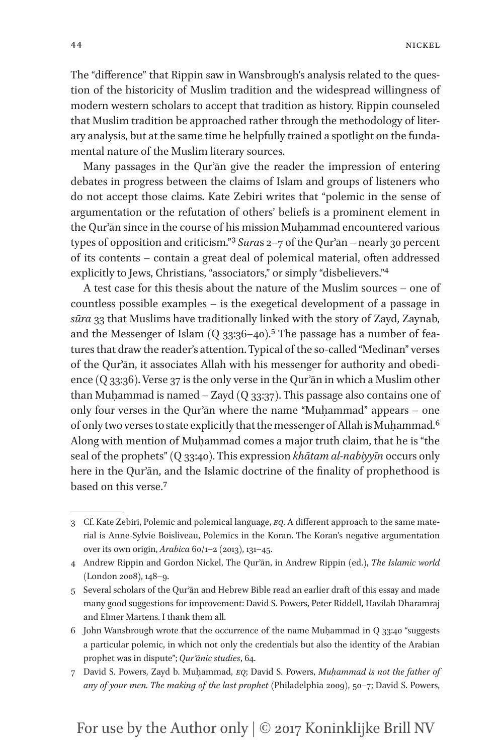The "difference" that Rippin saw in Wansbrough's analysis related to the question of the historicity of Muslim tradition and the widespread willingness of modern western scholars to accept that tradition as history. Rippin counseled that Muslim tradition be approached rather through the methodology of literary analysis, but at the same time he helpfully trained a spotlight on the fundamental nature of the Muslim literary sources.

Many passages in the Qurʾān give the reader the impression of entering debates in progress between the claims of Islam and groups of listeners who do not accept those claims. Kate Zebiri writes that "polemic in the sense of argumentation or the refutation of others' beliefs is a prominent element in the Qurʾān since in the course of his mission Muḥammad encountered various types of opposition and criticism."[3] *Sūra*s 2–7 of the Qurʾān – nearly 30 percent of its contents – contain a great deal of polemical material, often addressed explicitly to Jews, Christians, "associators," or simply "disbelievers."[4]

A test case for this thesis about the nature of the Muslim sources – one of countless possible examples – is the exegetical development of a passage in *sūra* 33 that Muslims have traditionally linked with the story of Zayd, Zaynab, and the Messenger of Islam (Q 33:36–40).[5] The passage has a number of features that draw the reader's attention. Typical of the so-called "Medinan" verses of the Qurʾān, it associates Allah with his messenger for authority and obedience (Q 33:36). Verse 37 is the only verse in the Qurʾān in which a Muslim other than Muḥammad is named – Zayd (Q 33:37). This passage also contains one of only four verses in the Qurʾān where the name "Muḥammad" appears – one of only two verses to state explicitly that the messenger of Allah is Muḥammad.[6] Along with mention of Muḥammad comes a major truth claim, that he is "the seal of the prophets" (Q 33:40). This expression *khātam al-nabiyyīn* occurs only here in the Qurʾān, and the Islamic doctrine of the finality of prophethood is based on this verse.[7]

---

3 Cf. Kate Zebiri, Polemic and polemical language, *EQ*. A different approach to the same material is Anne-Sylvie Boisliveau, Polemics in the Koran. The Koran's negative argumentation over its own origin, *Arabica* 60/1–2 (2013), 131–45.

4 Andrew Rippin and Gordon Nickel, The Qurʾān, in Andrew Rippin (ed.), *The Islamic world* (London 2008), 148–9.

5 Several scholars of the Qurʾān and Hebrew Bible read an earlier draft of this essay and made many good suggestions for improvement: David S. Powers, Peter Riddell, Havilah Dharamraj and Elmer Martens. I thank them all.

6 John Wansbrough wrote that the occurrence of the name Muḥammad in Q 33:40 "suggests a particular polemic, in which not only the credentials but also the identity of the Arabian prophet was in dispute"; *Qurʾānic studies*, 64.

7 David S. Powers, Zayd b. Muḥammad, *EQ*; David S. Powers, *Muḥammad is not the father of any of your men. The making of the last prophet* (Philadelphia 2009), 50–7; David S. Powers,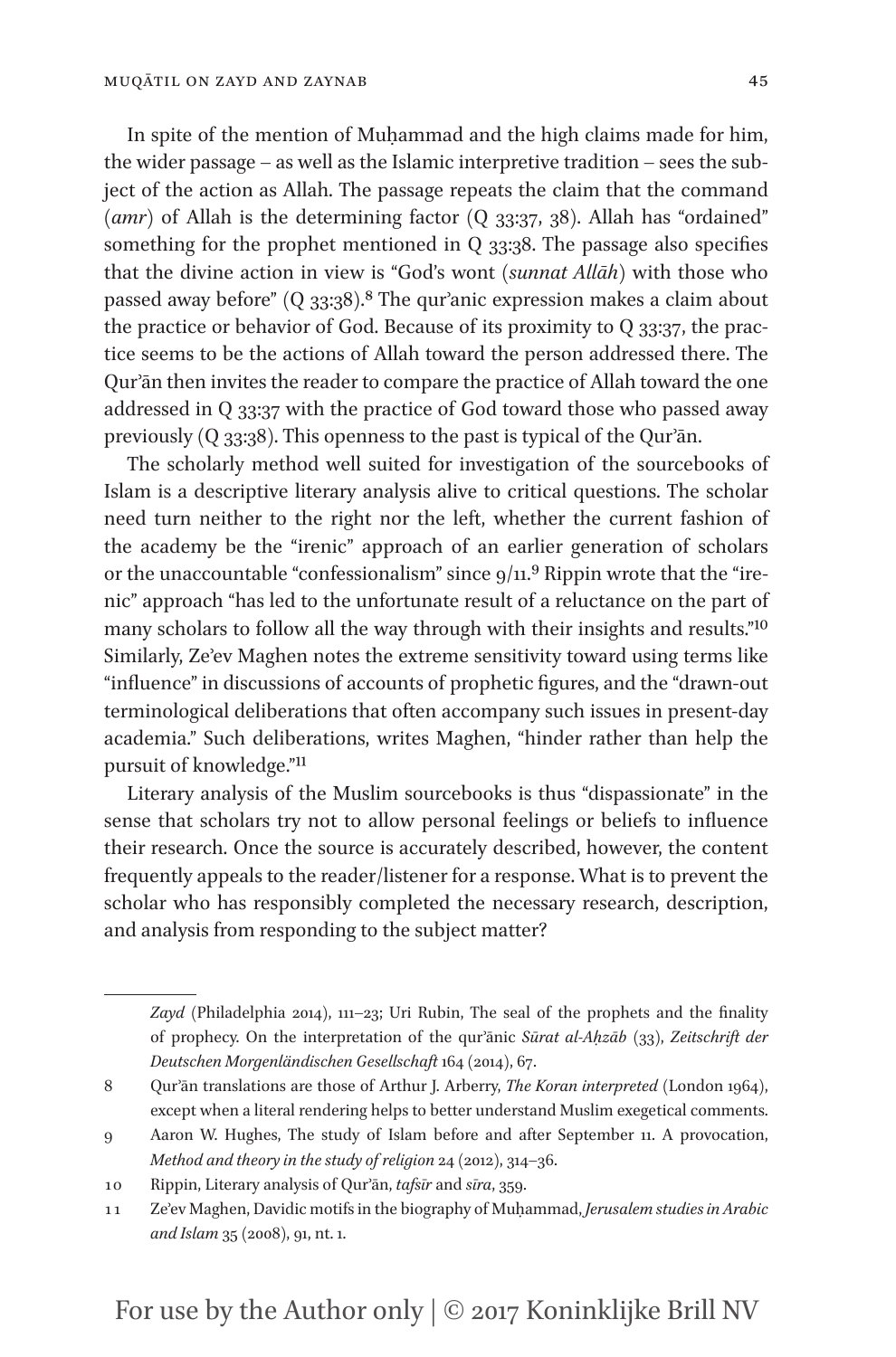In spite of the mention of Muḥammad and the high claims made for him, the wider passage – as well as the Islamic interpretive tradition – sees the subject of the action as Allah. The passage repeats the claim that the command (*amr*) of Allah is the determining factor (Q 33:37, 38). Allah has "ordained" something for the prophet mentioned in Q 33:38. The passage also specifies that the divine action in view is "God's wont (*sunnat Allāh*) with those who passed away before" (Q 33:38).[8] The qur'anic expression makes a claim about the practice or behavior of God. Because of its proximity to Q 33:37, the practice seems to be the actions of Allah toward the person addressed there. The Qur'ān then invites the reader to compare the practice of Allah toward the one addressed in Q 33:37 with the practice of God toward those who passed away previously (Q 33:38). This openness to the past is typical of the Qur'ān.

The scholarly method well suited for investigation of the sourcebooks of Islam is a descriptive literary analysis alive to critical questions. The scholar need turn neither to the right nor the left, whether the current fashion of the academy be the "irenic" approach of an earlier generation of scholars or the unaccountable "confessionalism" since 9/11.[9] Rippin wrote that the "irenic" approach "has led to the unfortunate result of a reluctance on the part of many scholars to follow all the way through with their insights and results."[10] Similarly, Ze'ev Maghen notes the extreme sensitivity toward using terms like "influence" in discussions of accounts of prophetic figures, and the "drawn-out terminological deliberations that often accompany such issues in present-day academia." Such deliberations, writes Maghen, "hinder rather than help the pursuit of knowledge."[11]

Literary analysis of the Muslim sourcebooks is thus "dispassionate" in the sense that scholars try not to allow personal feelings or beliefs to influence their research. Once the source is accurately described, however, the content frequently appeals to the reader/listener for a response. What is to prevent the scholar who has responsibly completed the necessary research, description, and analysis from responding to the subject matter?

---

*Zayd* (Philadelphia 2014), 111–23; Uri Rubin, The seal of the prophets and the finality of prophecy. On the interpretation of the qur'ānic *Sūrat al-Aḥzāb* (33), *Zeitschrift der Deutschen Morgenländischen Gesellschaft* 164 (2014), 67.

8 Qur'ān translations are those of Arthur J. Arberry, *The Koran interpreted* (London 1964), except when a literal rendering helps to better understand Muslim exegetical comments.

9 Aaron W. Hughes, The study of Islam before and after September 11. A provocation, *Method and theory in the study of religion* 24 (2012), 314–36.

10 Rippin, Literary analysis of Qur'ān, *tafsīr* and *sīra*, 359.

11 Ze'ev Maghen, Davidic motifs in the biography of Muḥammad, *Jerusalem studies in Arabic and Islam* 35 (2008), 91, nt. 1.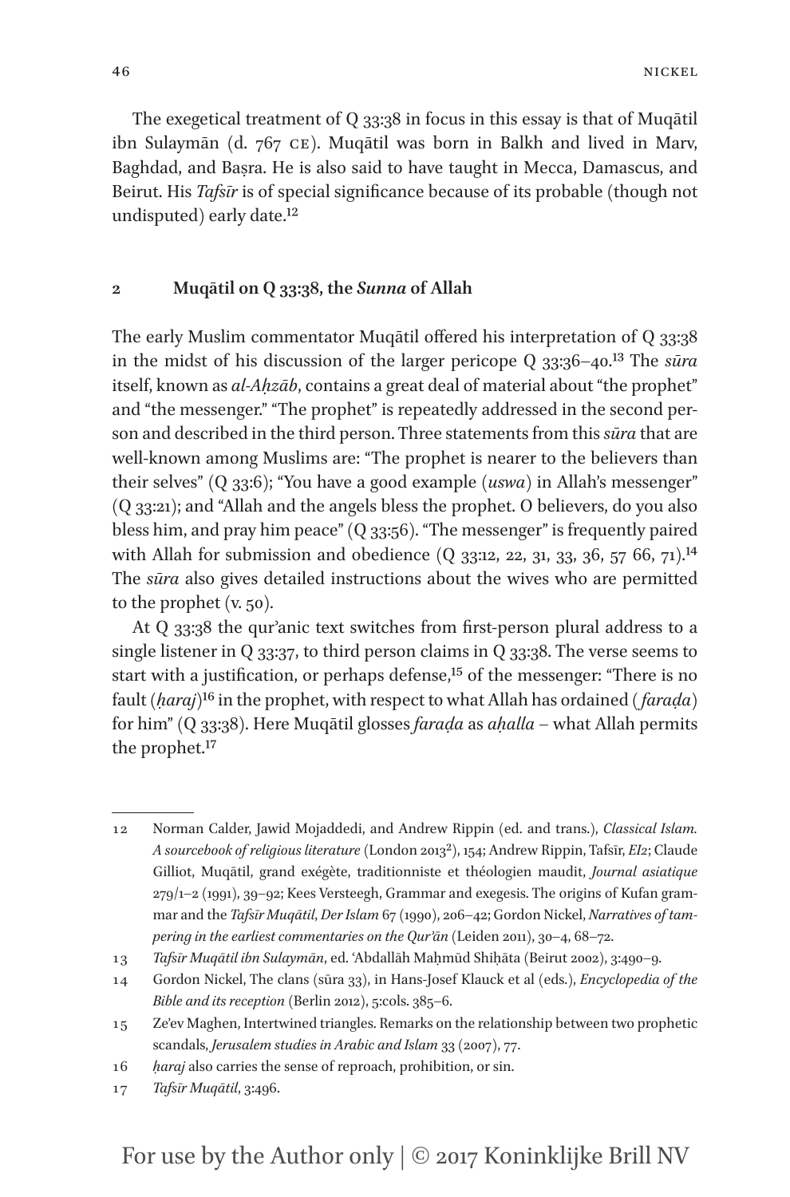The exegetical treatment of Q 33:38 in focus in this essay is that of Muqātil ibn Sulaymān (d. 767 CE). Muqātil was born in Balkh and lived in Marv, Baghdad, and Baṣra. He is also said to have taught in Mecca, Damascus, and Beirut. His *Tafsīr* is of special significance because of its probable (though not undisputed) early date.[12]

## 2 Muqātil on Q 33:38, the *Sunna* of Allah

The early Muslim commentator Muqātil offered his interpretation of Q 33:38 in the midst of his discussion of the larger pericope Q 33:36–40.[13] The *sūra* itself, known as *al-Aḥzāb*, contains a great deal of material about "the prophet" and "the messenger." "The prophet" is repeatedly addressed in the second person and described in the third person. Three statements from this *sūra* that are well-known among Muslims are: "The prophet is nearer to the believers than their selves" (Q 33:6); "You have a good example (*uswa*) in Allah's messenger" (Q 33:21); and "Allah and the angels bless the prophet. O believers, do you also bless him, and pray him peace" (Q 33:56). "The messenger" is frequently paired with Allah for submission and obedience (Q 33:12, 22, 31, 33, 36, 57 66, 71).[14] The *sūra* also gives detailed instructions about the wives who are permitted to the prophet (v. 50).

At Q 33:38 the qur'anic text switches from first-person plural address to a single listener in Q 33:37, to third person claims in Q 33:38. The verse seems to start with a justification, or perhaps defense,[15] of the messenger: "There is no fault (*ḥaraj*)[16] in the prophet, with respect to what Allah has ordained (*faraḍa*) for him" (Q 33:38). Here Muqātil glosses *faraḍa* as *aḥalla* – what Allah permits the prophet.[17]

---

12 Norman Calder, Jawid Mojaddedi, and Andrew Rippin (ed. and trans.), *Classical Islam. A sourcebook of religious literature* (London 2013²), 154; Andrew Rippin, Tafsīr, *EI2*; Claude Gilliot, Muqātil, grand exégète, traditionniste et théologien maudit, *Journal asiatique* 279/1–2 (1991), 39–92; Kees Versteegh, Grammar and exegesis. The origins of Kufan grammar and the *Tafsīr Muqātil*, *Der Islam* 67 (1990), 206–42; Gordon Nickel, *Narratives of tampering in the earliest commentaries on the Qur'ān* (Leiden 2011), 30–4, 68–72.

13 *Tafsīr Muqātil ibn Sulaymān*, ed. ʿAbdallāh Maḥmūd Shiḥāta (Beirut 2002), 3:490–9.

14 Gordon Nickel, The clans (sūra 33), in Hans-Josef Klauck et al (eds.), *Encyclopedia of the Bible and its reception* (Berlin 2012), 5:cols. 385–6.

15 Ze'ev Maghen, Intertwined triangles. Remarks on the relationship between two prophetic scandals, *Jerusalem studies in Arabic and Islam* 33 (2007), 77.

16 *ḥaraj* also carries the sense of reproach, prohibition, or sin.

17 *Tafsīr Muqātil*, 3:496.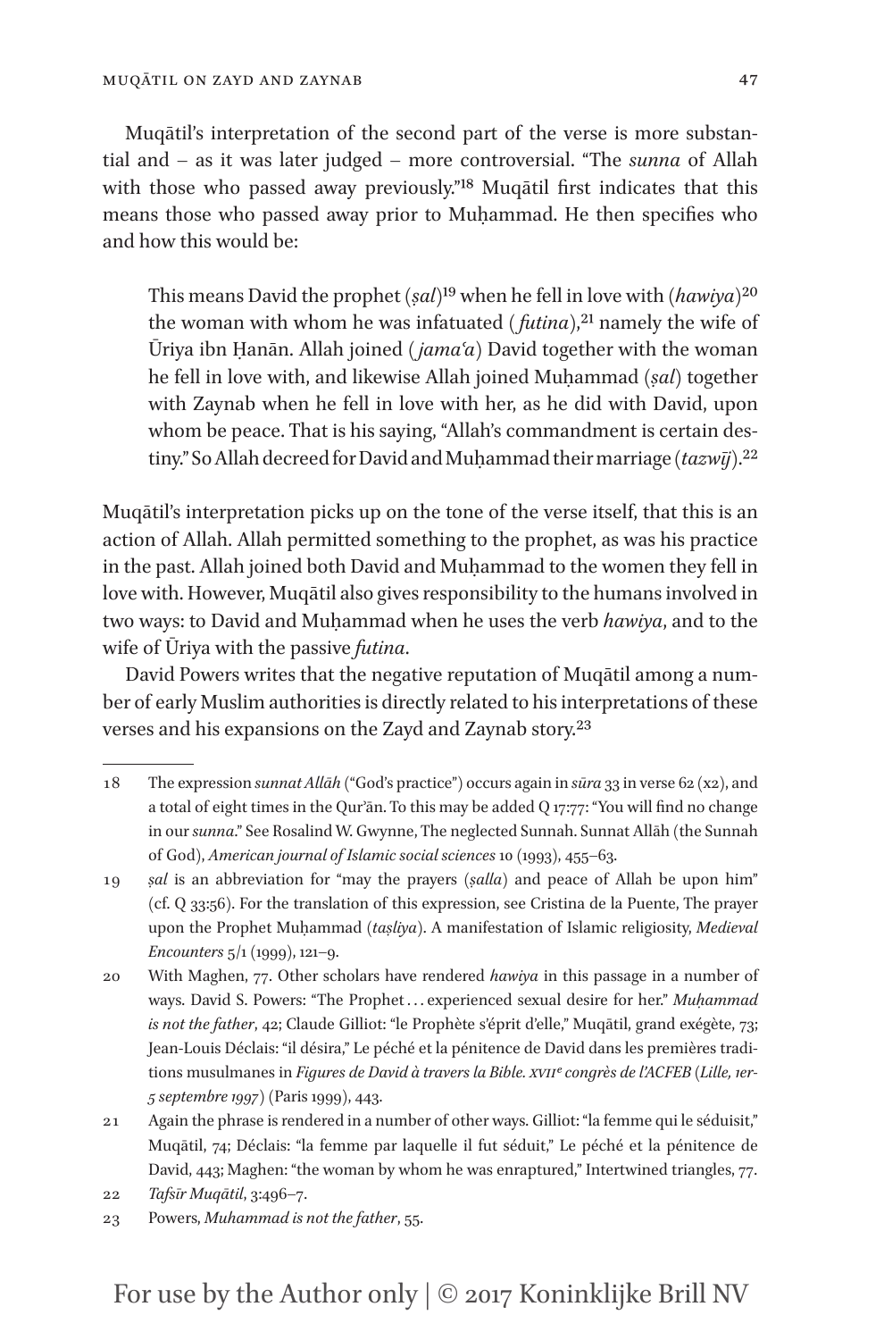Muqātil's interpretation of the second part of the verse is more substantial and – as it was later judged – more controversial. "The *sunna* of Allah with those who passed away previously."[18] Muqātil first indicates that this means those who passed away prior to Muḥammad. He then specifies who and how this would be:

> This means David the prophet (*ṣal*)[19] when he fell in love with (*hawiya*)[20] the woman with whom he was infatuated (*futina*),[21] namely the wife of Ūriya ibn Ḥanān. Allah joined (*jamaʿa*) David together with the woman he fell in love with, and likewise Allah joined Muḥammad (*ṣal*) together with Zaynab when he fell in love with her, as he did with David, upon whom be peace. That is his saying, "Allah's commandment is certain destiny." So Allah decreed for David and Muḥammad their marriage (*tazwīj*).[22]

Muqātil's interpretation picks up on the tone of the verse itself, that this is an action of Allah. Allah permitted something to the prophet, as was his practice in the past. Allah joined both David and Muḥammad to the women they fell in love with. However, Muqātil also gives responsibility to the humans involved in two ways: to David and Muḥammad when he uses the verb *hawiya*, and to the wife of Ūriya with the passive *futina*.

David Powers writes that the negative reputation of Muqātil among a number of early Muslim authorities is directly related to his interpretations of these verses and his expansions on the Zayd and Zaynab story.[23]

---

18 The expression *sunnat Allāh* ("God's practice") occurs again in *sūra* 33 in verse 62 (x2), and a total of eight times in the Qurʾān. To this may be added Q 17:77: "You will find no change in our *sunna*." See Rosalind W. Gwynne, The neglected Sunnah. Sunnat Allāh (the Sunnah of God), *American journal of Islamic social sciences* 10 (1993), 455–63.

19 *ṣal* is an abbreviation for "may the prayers (*ṣalla*) and peace of Allah be upon him" (cf. Q 33:56). For the translation of this expression, see Cristina de la Puente, The prayer upon the Prophet Muḥammad (*taṣliya*). A manifestation of Islamic religiosity, *Medieval Encounters* 5/1 (1999), 121–9.

20 With Maghen, 77. Other scholars have rendered *hawiya* in this passage in a number of ways. David S. Powers: "The Prophet ... experienced sexual desire for her." *Muḥammad is not the father*, 42; Claude Gilliot: "le Prophète s'éprit d'elle," Muqātil, grand exégète, 73; Jean-Louis Déclais: "il désira," Le péché et la pénitence de David dans les premières traditions musulmanes in *Figures de David à travers la Bible. XVIIe congrès de l'ACFEB (Lille, 1er-5 septembre 1997)* (Paris 1999), 443.

21 Again the phrase is rendered in a number of other ways. Gilliot: "la femme qui le séduisit," Muqātil, 74; Déclais: "la femme par laquelle il fut séduit," Le péché et la pénitence de David, 443; Maghen: "the woman by whom he was enraptured," Intertwined triangles, 77.

22 *Tafsīr Muqātil*, 3:496–7.

23 Powers, *Muhammad is not the father*, 55.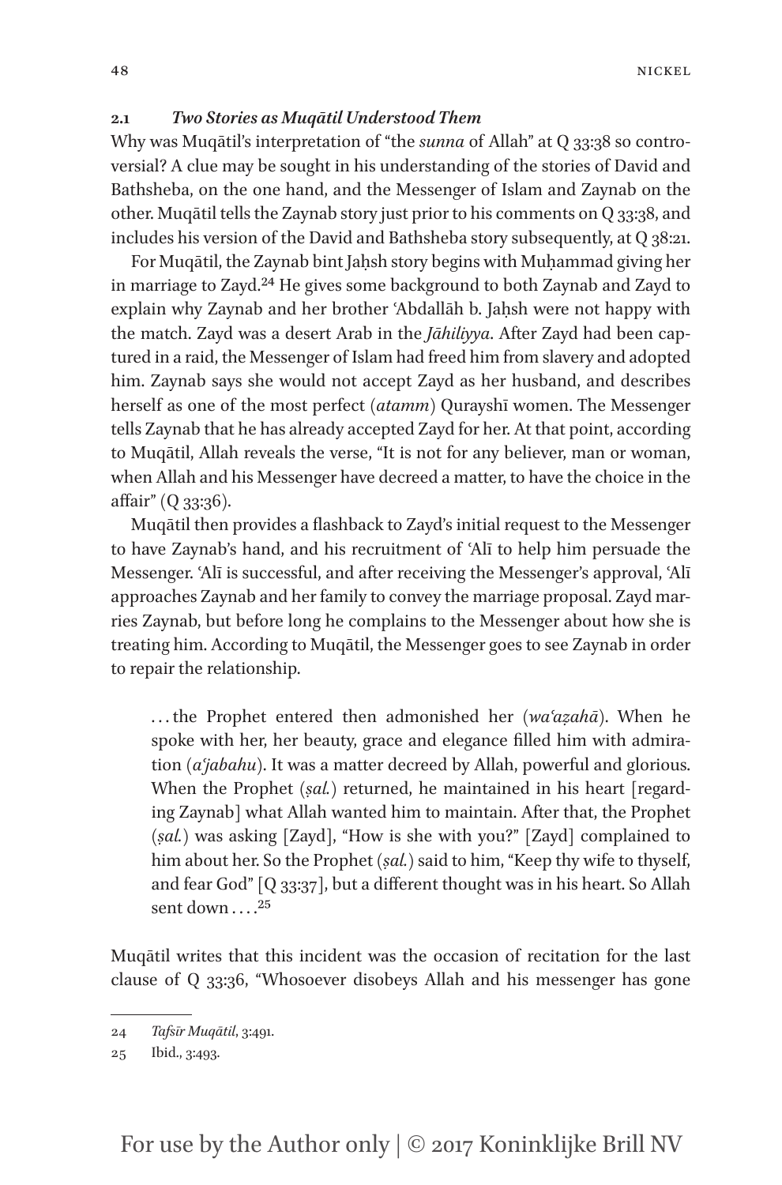### 2.1 *Two Stories as Muqātil Understood Them*

Why was Muqātil's interpretation of "the *sunna* of Allah" at Q 33:38 so controversial? A clue may be sought in his understanding of the stories of David and Bathsheba, on the one hand, and the Messenger of Islam and Zaynab on the other. Muqātil tells the Zaynab story just prior to his comments on Q 33:38, and includes his version of the David and Bathsheba story subsequently, at Q 38:21.

For Muqātil, the Zaynab bint Jaḥsh story begins with Muḥammad giving her in marriage to Zayd.[24] He gives some background to both Zaynab and Zayd to explain why Zaynab and her brother ʿAbdallāh b. Jaḥsh were not happy with the match. Zayd was a desert Arab in the *Jāhiliyya*. After Zayd had been captured in a raid, the Messenger of Islam had freed him from slavery and adopted him. Zaynab says she would not accept Zayd as her husband, and describes herself as one of the most perfect (*atamm*) Qurayshī women. The Messenger tells Zaynab that he has already accepted Zayd for her. At that point, according to Muqātil, Allah reveals the verse, "It is not for any believer, man or woman, when Allah and his Messenger have decreed a matter, to have the choice in the affair" (Q 33:36).

Muqātil then provides a flashback to Zayd's initial request to the Messenger to have Zaynab's hand, and his recruitment of ʿAlī to help him persuade the Messenger. ʿAlī is successful, and after receiving the Messenger's approval, ʿAlī approaches Zaynab and her family to convey the marriage proposal. Zayd marries Zaynab, but before long he complains to the Messenger about how she is treating him. According to Muqātil, the Messenger goes to see Zaynab in order to repair the relationship.

> ... the Prophet entered then admonished her (*waʿaẓahā*). When he spoke with her, her beauty, grace and elegance filled him with admiration (*aʿjabahu*). It was a matter decreed by Allah, powerful and glorious. When the Prophet (*ṣal.*) returned, he maintained in his heart [regarding Zaynab] what Allah wanted him to maintain. After that, the Prophet (*ṣal.*) was asking [Zayd], "How is she with you?" [Zayd] complained to him about her. So the Prophet (*ṣal.*) said to him, "Keep thy wife to thyself, and fear God" [Q 33:37], but a different thought was in his heart. So Allah sent down ....[25]

Muqātil writes that this incident was the occasion of recitation for the last clause of Q 33:36, "Whosoever disobeys Allah and his messenger has gone

---

24 *Tafsīr Muqātil*, 3:491.

25 Ibid., 3:493.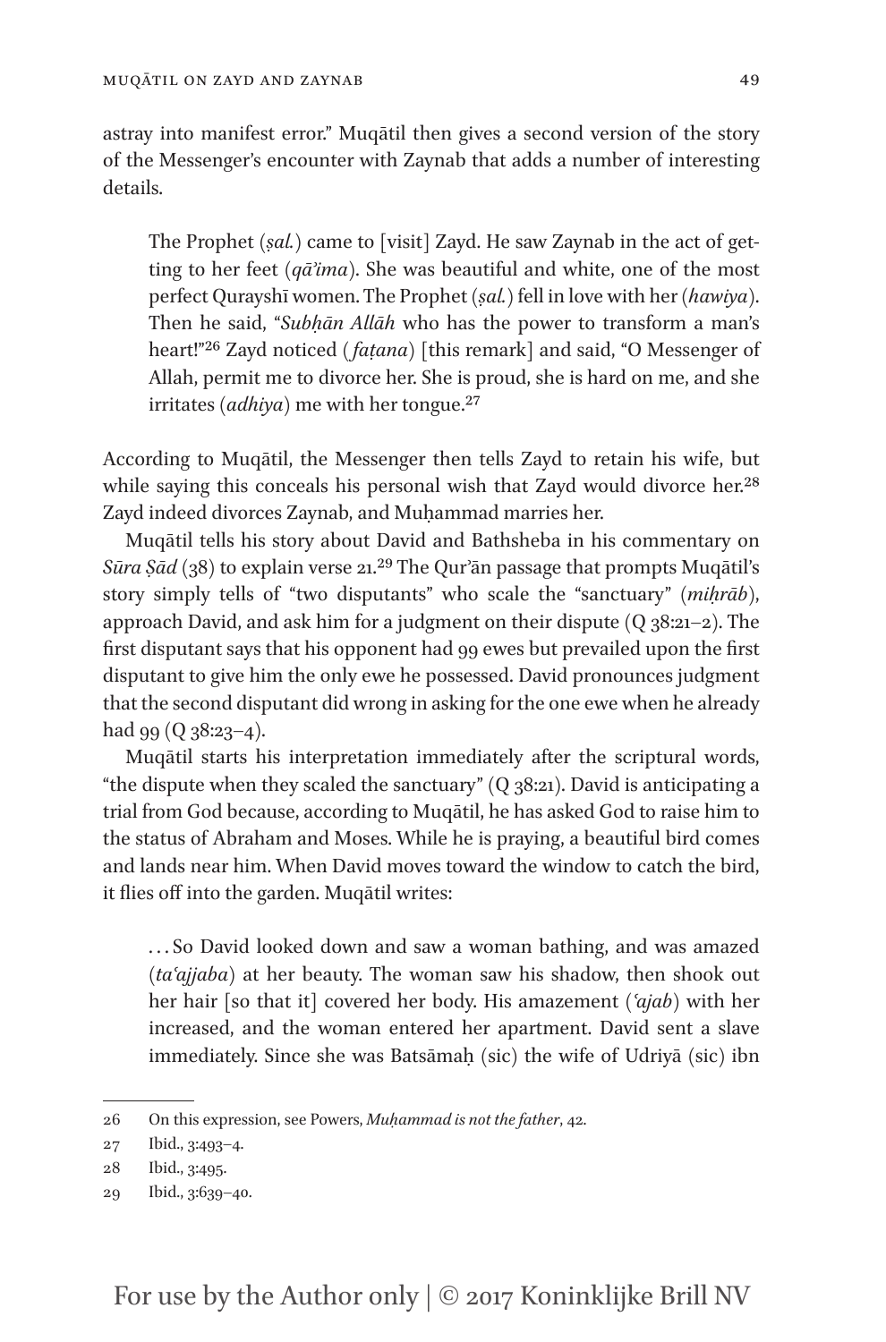astray into manifest error." Muqātil then gives a second version of the story of the Messenger's encounter with Zaynab that adds a number of interesting details.

> The Prophet (*ṣal.*) came to [visit] Zayd. He saw Zaynab in the act of getting to her feet (*qā'ima*). She was beautiful and white, one of the most perfect Qurayshī women. The Prophet (*ṣal.*) fell in love with her (*hawiya*). Then he said, "*Subḥān Allāh* who has the power to transform a man's heart!"[26] Zayd noticed (*faṭana*) [this remark] and said, "O Messenger of Allah, permit me to divorce her. She is proud, she is hard on me, and she irritates (*adhiya*) me with her tongue.[27]

According to Muqātil, the Messenger then tells Zayd to retain his wife, but while saying this conceals his personal wish that Zayd would divorce her.[28] Zayd indeed divorces Zaynab, and Muḥammad marries her.

Muqātil tells his story about David and Bathsheba in his commentary on *Sūra Ṣād* (38) to explain verse 21.[29] The Qur'ān passage that prompts Muqātil's story simply tells of "two disputants" who scale the "sanctuary" (*miḥrāb*), approach David, and ask him for a judgment on their dispute (Q 38:21–2). The first disputant says that his opponent had 99 ewes but prevailed upon the first disputant to give him the only ewe he possessed. David pronounces judgment that the second disputant did wrong in asking for the one ewe when he already had 99 (Q 38:23–4).

Muqātil starts his interpretation immediately after the scriptural words, "the dispute when they scaled the sanctuary" (Q 38:21). David is anticipating a trial from God because, according to Muqātil, he has asked God to raise him to the status of Abraham and Moses. While he is praying, a beautiful bird comes and lands near him. When David moves toward the window to catch the bird, it flies off into the garden. Muqātil writes:

> ... So David looked down and saw a woman bathing, and was amazed (*taʿajjaba*) at her beauty. The woman saw his shadow, then shook out her hair [so that it] covered her body. His amazement (*ʿajab*) with her increased, and the woman entered her apartment. David sent a slave immediately. Since she was Batsāmaḥ (sic) the wife of Udriyā (sic) ibn

---

26 On this expression, see Powers, *Muḥammad is not the father*, 42.

27 Ibid., 3:493–4.

28 Ibid., 3:495.

29 Ibid., 3:639–40.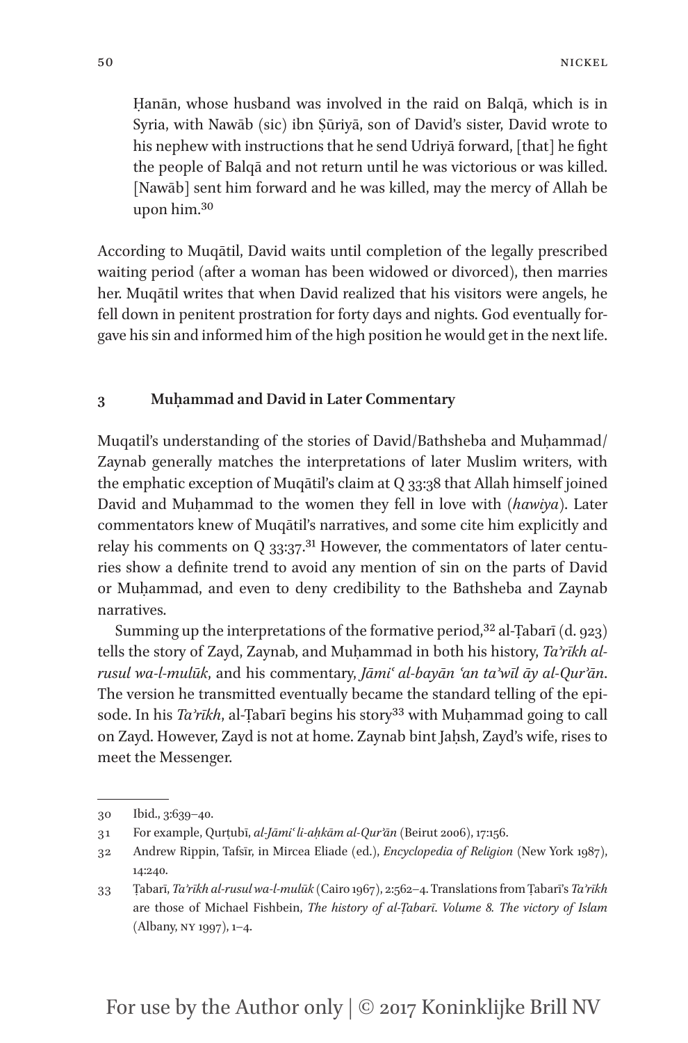> Ḥanān, whose husband was involved in the raid on Balqā, which is in Syria, with Nawāb (sic) ibn Ṣūriyā, son of David's sister, David wrote to his nephew with instructions that he send Udriyā forward, [that] he fight the people of Balqā and not return until he was victorious or was killed. [Nawāb] sent him forward and he was killed, may the mercy of Allah be upon him.[30]

According to Muqātil, David waits until completion of the legally prescribed waiting period (after a woman has been widowed or divorced), then marries her. Muqātil writes that when David realized that his visitors were angels, he fell down in penitent prostration for forty days and nights. God eventually forgave his sin and informed him of the high position he would get in the next life.

## 3 Muḥammad and David in Later Commentary

Muqatil's understanding of the stories of David/Bathsheba and Muḥammad/Zaynab generally matches the interpretations of later Muslim writers, with the emphatic exception of Muqātil's claim at Q 33:38 that Allah himself joined David and Muḥammad to the women they fell in love with (*hawiya*). Later commentators knew of Muqātil's narratives, and some cite him explicitly and relay his comments on Q 33:37.[31] However, the commentators of later centuries show a definite trend to avoid any mention of sin on the parts of David or Muḥammad, and even to deny credibility to the Bathsheba and Zaynab narratives.

Summing up the interpretations of the formative period,[32] al-Ṭabarī (d. 923) tells the story of Zayd, Zaynab, and Muḥammad in both his history, *Taʾrīkh al-rusul wa-l-mulūk*, and his commentary, *Jāmiʿ al-bayān ʿan taʾwīl āy al-Qurʾān*. The version he transmitted eventually became the standard telling of the episode. In his *Taʾrīkh*, al-Ṭabarī begins his story[33] with Muḥammad going to call on Zayd. However, Zayd is not at home. Zaynab bint Jaḥsh, Zayd's wife, rises to meet the Messenger.

---

30 Ibid., 3:639–40.

31 For example, Qurṭubī, *al-Jāmiʿ li-aḥkām al-Qurʾān* (Beirut 2006), 17:156.

32 Andrew Rippin, Tafsīr, in Mircea Eliade (ed.), *Encyclopedia of Religion* (New York 1987), 14:240.

33 Ṭabarī, *Taʾrīkh al-rusul wa-l-mulūk* (Cairo 1967), 2:562–4. Translations from Ṭabarī's *Taʾrīkh* are those of Michael Fishbein, *The history of al-Ṭabarī. Volume 8. The victory of Islam* (Albany, NY 1997), 1–4.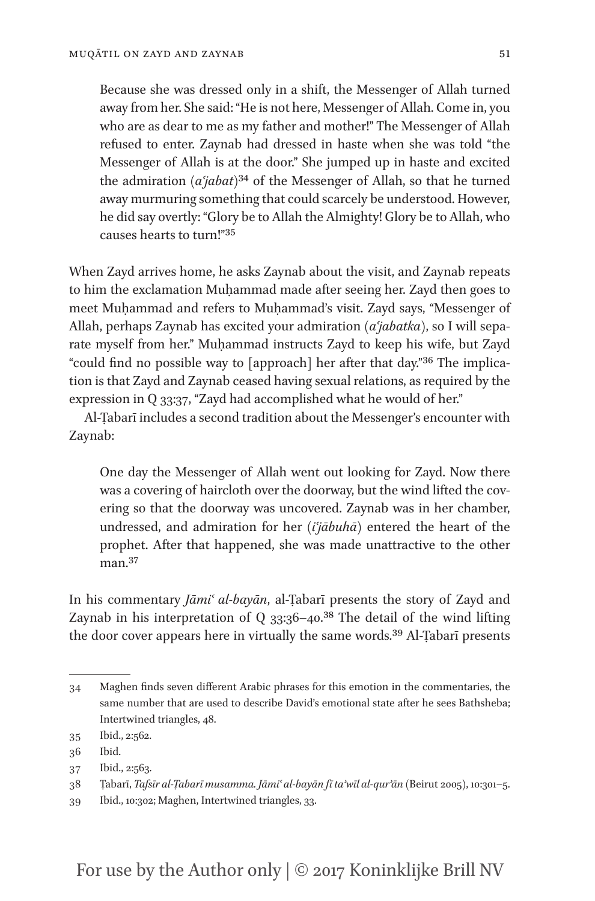> Because she was dressed only in a shift, the Messenger of Allah turned away from her. She said: "He is not here, Messenger of Allah. Come in, you who are as dear to me as my father and mother!" The Messenger of Allah refused to enter. Zaynab had dressed in haste when she was told "the Messenger of Allah is at the door." She jumped up in haste and excited the admiration (*aʿjabat*)[34] of the Messenger of Allah, so that he turned away murmuring something that could scarcely be understood. However, he did say overtly: "Glory be to Allah the Almighty! Glory be to Allah, who causes hearts to turn!"[35]

When Zayd arrives home, he asks Zaynab about the visit, and Zaynab repeats to him the exclamation Muḥammad made after seeing her. Zayd then goes to meet Muḥammad and refers to Muḥammad's visit. Zayd says, "Messenger of Allah, perhaps Zaynab has excited your admiration (*aʿjabatka*), so I will separate myself from her." Muḥammad instructs Zayd to keep his wife, but Zayd "could find no possible way to [approach] her after that day."[36] The implication is that Zayd and Zaynab ceased having sexual relations, as required by the expression in Q 33:37, "Zayd had accomplished what he would of her."

Al-Ṭabarī includes a second tradition about the Messenger's encounter with Zaynab:

> One day the Messenger of Allah went out looking for Zayd. Now there was a covering of haircloth over the doorway, but the wind lifted the covering so that the doorway was uncovered. Zaynab was in her chamber, undressed, and admiration for her (*iʿjābuhā*) entered the heart of the prophet. After that happened, she was made unattractive to the other man.[37]

In his commentary *Jāmiʿ al-bayān*, al-Ṭabarī presents the story of Zayd and Zaynab in his interpretation of Q 33:36–40.[38] The detail of the wind lifting the door cover appears here in virtually the same words.[39] Al-Ṭabarī presents

---

34 Maghen finds seven different Arabic phrases for this emotion in the commentaries, the same number that are used to describe David's emotional state after he sees Bathsheba; Intertwined triangles, 48.

35 Ibid., 2:562.

36 Ibid.

37 Ibid., 2:563.

38 Ṭabarī, *Tafsīr al-Ṭabarī musamma. Jāmiʿ al-bayān fī taʾwīl al-qurʾān* (Beirut 2005), 10:301–5.

39 Ibid., 10:302; Maghen, Intertwined triangles, 33.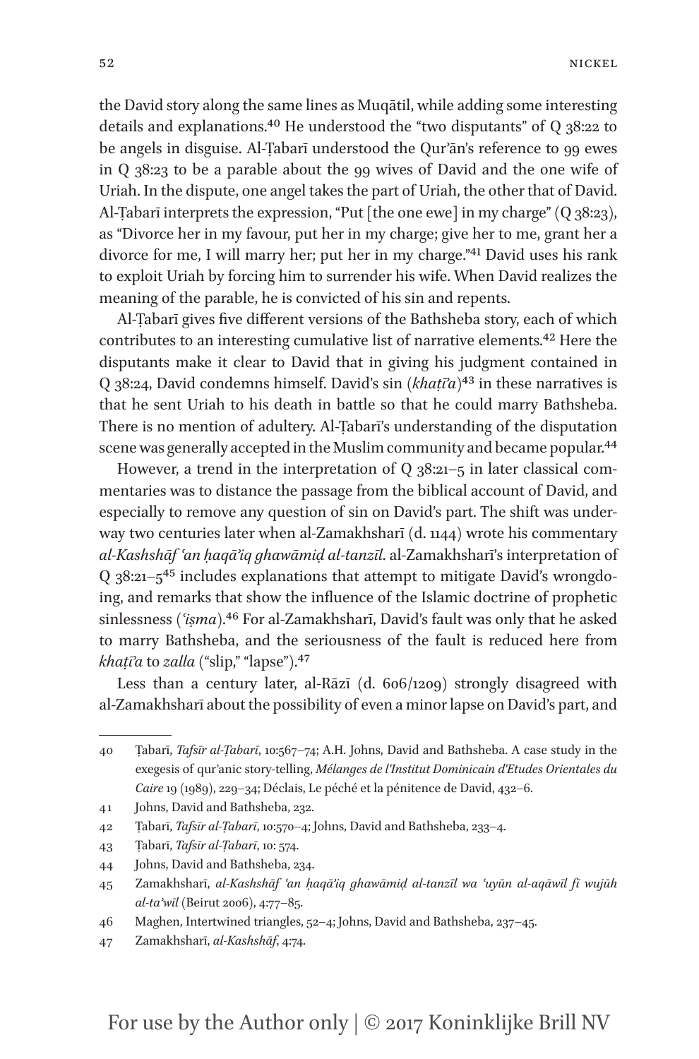the David story along the same lines as Muqātil, while adding some interesting details and explanations.[40] He understood the "two disputants" of Q 38:22 to be angels in disguise. Al-Ṭabarī understood the Qurʾān's reference to 99 ewes in Q 38:23 to be a parable about the 99 wives of David and the one wife of Uriah. In the dispute, one angel takes the part of Uriah, the other that of David. Al-Ṭabarī interprets the expression, "Put [the one ewe] in my charge" (Q 38:23), as "Divorce her in my favour, put her in my charge; give her to me, grant her a divorce for me, I will marry her; put her in my charge."[41] David uses his rank to exploit Uriah by forcing him to surrender his wife. When David realizes the meaning of the parable, he is convicted of his sin and repents.

Al-Ṭabarī gives five different versions of the Bathsheba story, each of which contributes to an interesting cumulative list of narrative elements.[42] Here the disputants make it clear to David that in giving his judgment contained in Q 38:24, David condemns himself. David's sin (*khaṭīʾa*)[43] in these narratives is that he sent Uriah to his death in battle so that he could marry Bathsheba. There is no mention of adultery. Al-Ṭabarī's understanding of the disputation scene was generally accepted in the Muslim community and became popular.[44]

However, a trend in the interpretation of Q 38:21–5 in later classical commentaries was to distance the passage from the biblical account of David, and especially to remove any question of sin on David's part. The shift was underway two centuries later when al-Zamakhsharī (d. 1144) wrote his commentary *al-Kashshāf ʿan ḥaqāʾiq ghawāmiḍ al-tanzīl*. al-Zamakhsharī's interpretation of Q 38:21–5[45] includes explanations that attempt to mitigate David's wrongdoing, and remarks that show the influence of the Islamic doctrine of prophetic sinlessness (*ʿiṣma*).[46] For al-Zamakhsharī, David's fault was only that he asked to marry Bathsheba, and the seriousness of the fault is reduced here from *khaṭīʾa* to *zalla* ("slip," "lapse").[47]

Less than a century later, al-Rāzī (d. 606/1209) strongly disagreed with al-Zamakhsharī about the possibility of even a minor lapse on David's part, and

---

40 Ṭabarī, *Tafsīr al-Ṭabarī*, 10:567–74; A.H. Johns, David and Bathsheba. A case study in the exegesis of qurʾanic story-telling, *Mélanges de l'Institut Dominicain d'Etudes Orientales du Caire* 19 (1989), 229–34; Déclais, Le péché et la pénitence de David, 432–6.

41 Johns, David and Bathsheba, 232.

42 Ṭabarī, *Tafsīr al-Ṭabarī*, 10:570–4; Johns, David and Bathsheba, 233–4.

43 Ṭabarī, *Tafsīr al-Ṭabarī*, 10: 574.

44 Johns, David and Bathsheba, 234.

45 Zamakhsharī, *al-Kashshāf ʿan ḥaqāʾiq ghawāmiḍ al-tanzīl wa ʿuyūn al-aqāwīl fī wujūh al-taʾwīl* (Beirut 2006), 4:77–85.

46 Maghen, Intertwined triangles, 52–4; Johns, David and Bathsheba, 237–45.

47 Zamakhsharī, *al-Kashshāf*, 4:74.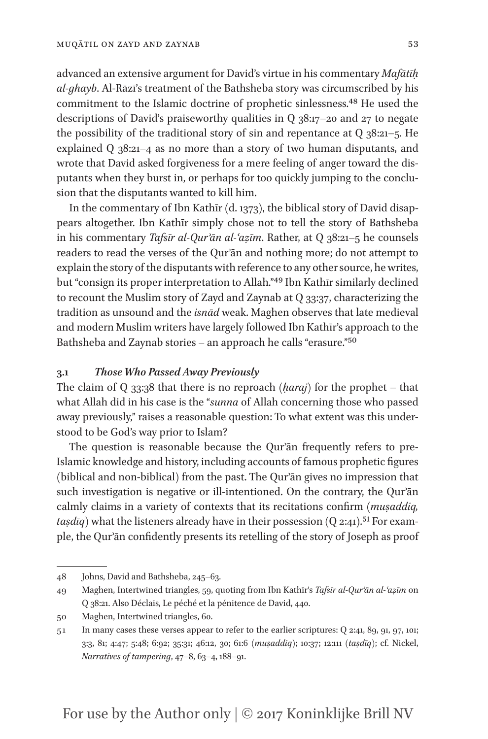advanced an extensive argument for David's virtue in his commentary *Mafātīḥ al-ghayb*. Al-Rāzī's treatment of the Bathsheba story was circumscribed by his commitment to the Islamic doctrine of prophetic sinlessness.[48] He used the descriptions of David's praiseworthy qualities in Q 38:17–20 and 27 to negate the possibility of the traditional story of sin and repentance at Q 38:21–5. He explained Q 38:21–4 as no more than a story of two human disputants, and wrote that David asked forgiveness for a mere feeling of anger toward the disputants when they burst in, or perhaps for too quickly jumping to the conclusion that the disputants wanted to kill him.

In the commentary of Ibn Kathīr (d. 1373), the biblical story of David disappears altogether. Ibn Kathīr simply chose not to tell the story of Bathsheba in his commentary *Tafsīr al-Qurʾān al-ʿaẓīm*. Rather, at Q 38:21–5 he counsels readers to read the verses of the Qurʾān and nothing more; do not attempt to explain the story of the disputants with reference to any other source, he writes, but "consign its proper interpretation to Allah."[49] Ibn Kathīr similarly declined to recount the Muslim story of Zayd and Zaynab at Q 33:37, characterizing the tradition as unsound and the *isnād* weak. Maghen observes that late medieval and modern Muslim writers have largely followed Ibn Kathīr's approach to the Bathsheba and Zaynab stories – an approach he calls "erasure."[50]

### 3.1 *Those Who Passed Away Previously*

The claim of Q 33:38 that there is no reproach (*ḥaraj*) for the prophet – that what Allah did in his case is the "*sunna* of Allah concerning those who passed away previously," raises a reasonable question: To what extent was this understood to be God's way prior to Islam?

The question is reasonable because the Qurʾān frequently refers to pre-Islamic knowledge and history, including accounts of famous prophetic figures (biblical and non-biblical) from the past. The Qurʾān gives no impression that such investigation is negative or ill-intentioned. On the contrary, the Qurʾān calmly claims in a variety of contexts that its recitations confirm (*muṣaddiq, taṣdīq*) what the listeners already have in their possession (Q 2:41).[51] For example, the Qurʾān confidently presents its retelling of the story of Joseph as proof

---

48 Johns, David and Bathsheba, 245–63.

49 Maghen, Intertwined triangles, 59, quoting from Ibn Kathīr's *Tafsīr al-Qurʾān al-ʿaẓīm* on Q 38:21. Also Déclais, Le péché et la pénitence de David, 440.

50 Maghen, Intertwined triangles, 60.

51 In many cases these verses appear to refer to the earlier scriptures: Q 2:41, 89, 91, 97, 101; 3:3, 81; 4:47; 5:48; 6:92; 35:31; 46:12, 30; 61:6 (*muṣaddiq*); 10:37; 12:111 (*taṣdīq*); cf. Nickel, *Narratives of tampering*, 47–8, 63–4, 188–91.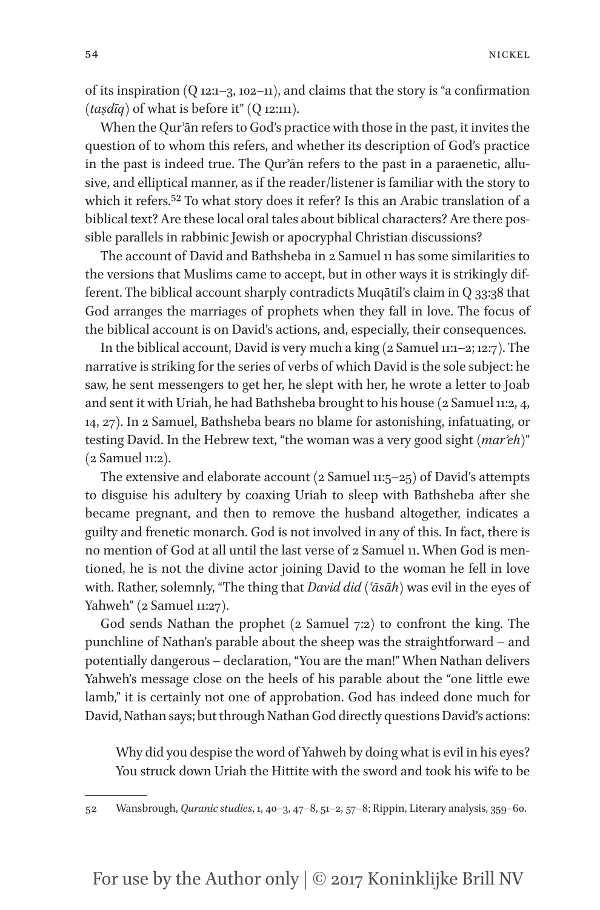of its inspiration (Q 12:1–3, 102–11), and claims that the story is "a confirmation (*taṣdīq*) of what is before it" (Q 12:111).

When the Qur'ān refers to God's practice with those in the past, it invites the question of to whom this refers, and whether its description of God's practice in the past is indeed true. The Qur'ān refers to the past in a paraenetic, allusive, and elliptical manner, as if the reader/listener is familiar with the story to which it refers.[52] To what story does it refer? Is this an Arabic translation of a biblical text? Are these local oral tales about biblical characters? Are there possible parallels in rabbinic Jewish or apocryphal Christian discussions?

The account of David and Bathsheba in 2 Samuel 11 has some similarities to the versions that Muslims came to accept, but in other ways it is strikingly different. The biblical account sharply contradicts Muqātil's claim in Q 33:38 that God arranges the marriages of prophets when they fall in love. The focus of the biblical account is on David's actions, and, especially, their consequences.

In the biblical account, David is very much a king (2 Samuel 11:1–2; 12:7). The narrative is striking for the series of verbs of which David is the sole subject: he saw, he sent messengers to get her, he slept with her, he wrote a letter to Joab and sent it with Uriah, he had Bathsheba brought to his house (2 Samuel 11:2, 4, 14, 27). In 2 Samuel, Bathsheba bears no blame for astonishing, infatuating, or testing David. In the Hebrew text, "the woman was a very good sight (*mar'eh*)" (2 Samuel 11:2).

The extensive and elaborate account (2 Samuel 11:5–25) of David's attempts to disguise his adultery by coaxing Uriah to sleep with Bathsheba after she became pregnant, and then to remove the husband altogether, indicates a guilty and frenetic monarch. God is not involved in any of this. In fact, there is no mention of God at all until the last verse of 2 Samuel 11. When God is mentioned, he is not the divine actor joining David to the woman he fell in love with. Rather, solemnly, "The thing that *David did* (*'āsāh*) was evil in the eyes of Yahweh" (2 Samuel 11:27).

God sends Nathan the prophet (2 Samuel 7:2) to confront the king. The punchline of Nathan's parable about the sheep was the straightforward – and potentially dangerous – declaration, "You are the man!" When Nathan delivers Yahweh's message close on the heels of his parable about the "one little ewe lamb," it is certainly not one of approbation. God has indeed done much for David, Nathan says; but through Nathan God directly questions David's actions:

> Why did you despise the word of Yahweh by doing what is evil in his eyes? You struck down Uriah the Hittite with the sword and took his wife to be

---

52 Wansbrough, *Quranic studies*, 1, 40–3, 47–8, 51–2, 57–8; Rippin, Literary analysis, 359–60.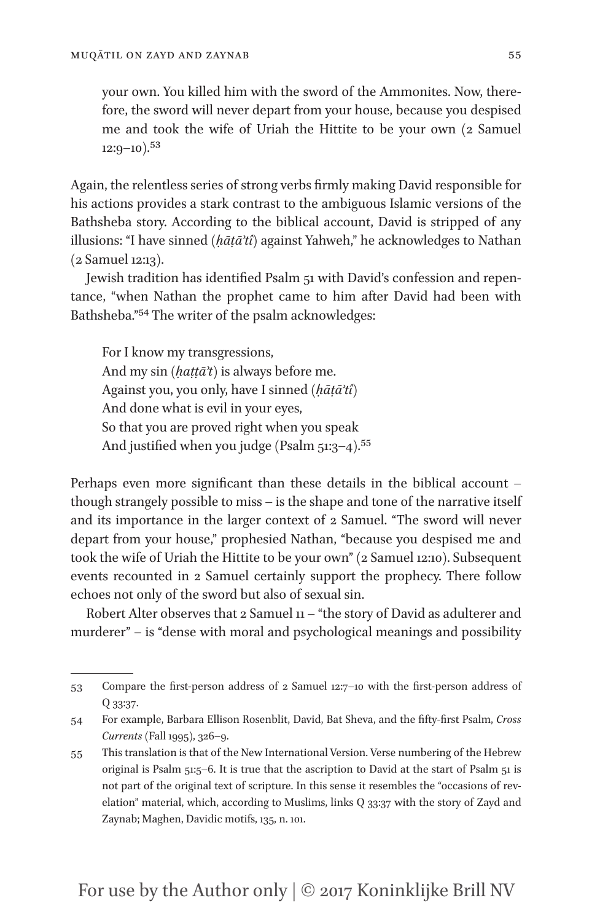> your own. You killed him with the sword of the Ammonites. Now, therefore, the sword will never depart from your house, because you despised me and took the wife of Uriah the Hittite to be your own (2 Samuel 12:9–10).[53]

Again, the relentless series of strong verbs firmly making David responsible for his actions provides a stark contrast to the ambiguous Islamic versions of the Bathsheba story. According to the biblical account, David is stripped of any illusions: "I have sinned (*ḥāṭāʾtî*) against Yahweh," he acknowledges to Nathan (2 Samuel 12:13).

Jewish tradition has identified Psalm 51 with David's confession and repentance, "when Nathan the prophet came to him after David had been with Bathsheba."[54] The writer of the psalm acknowledges:

> For I know my transgressions,
> And my sin (*ḥaṭṭāʾt*) is always before me.
> Against you, you only, have I sinned (*ḥāṭāʾtî*)
> And done what is evil in your eyes,
> So that you are proved right when you speak
> And justified when you judge (Psalm 51:3–4).[55]

Perhaps even more significant than these details in the biblical account – though strangely possible to miss – is the shape and tone of the narrative itself and its importance in the larger context of 2 Samuel. "The sword will never depart from your house," prophesied Nathan, "because you despised me and took the wife of Uriah the Hittite to be your own" (2 Samuel 12:10). Subsequent events recounted in 2 Samuel certainly support the prophecy. There follow echoes not only of the sword but also of sexual sin.

Robert Alter observes that 2 Samuel 11 – "the story of David as adulterer and murderer" – is "dense with moral and psychological meanings and possibility

---

53 Compare the first-person address of 2 Samuel 12:7–10 with the first-person address of Q 33:37.

54 For example, Barbara Ellison Rosenblit, David, Bat Sheva, and the fifty-first Psalm, *Cross Currents* (Fall 1995), 326–9.

55 This translation is that of the New International Version. Verse numbering of the Hebrew original is Psalm 51:5–6. It is true that the ascription to David at the start of Psalm 51 is not part of the original text of scripture. In this sense it resembles the "occasions of revelation" material, which, according to Muslims, links Q 33:37 with the story of Zayd and Zaynab; Maghen, Davidic motifs, 135, n. 101.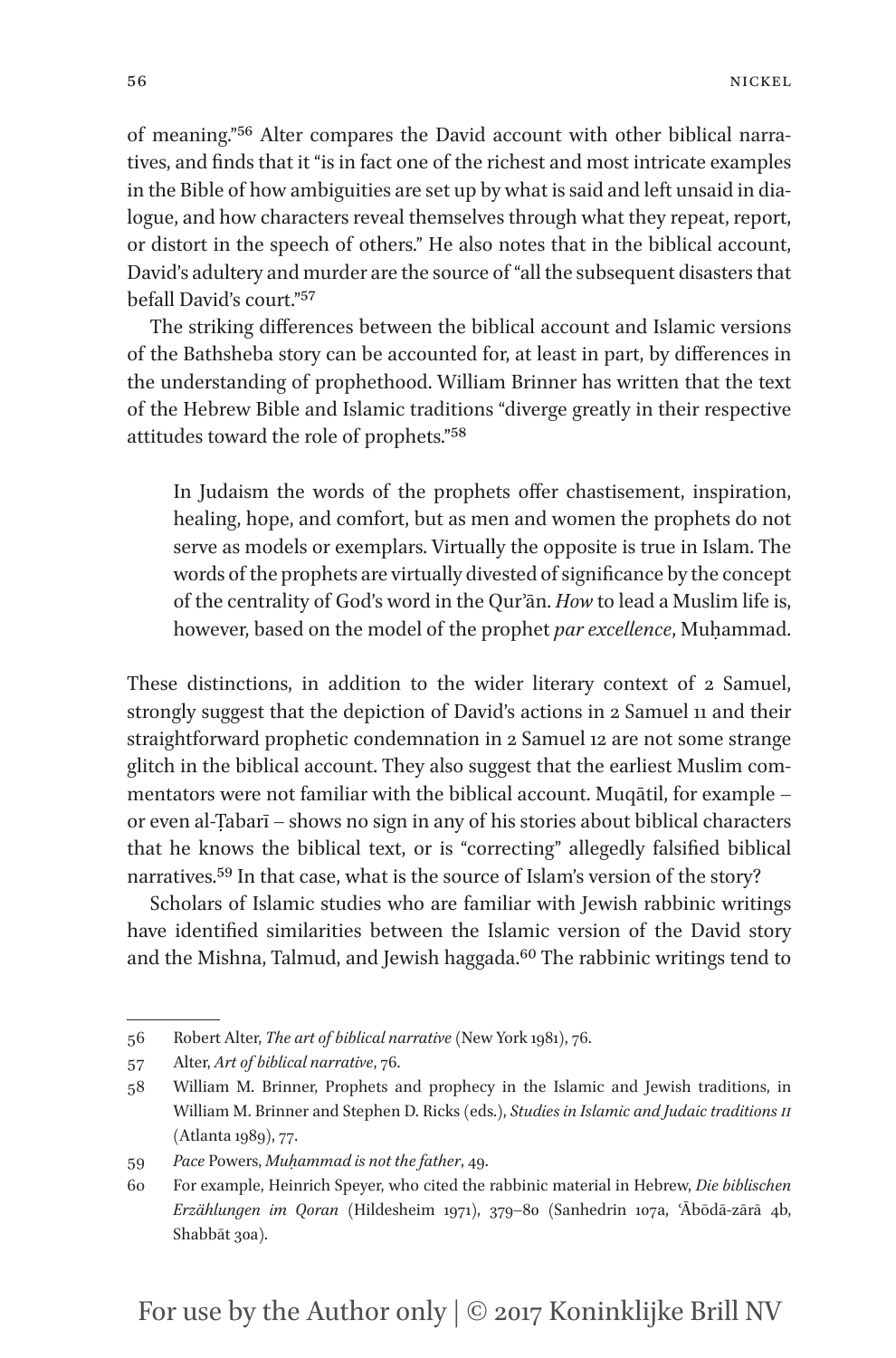of meaning."[56] Alter compares the David account with other biblical narratives, and finds that it "is in fact one of the richest and most intricate examples in the Bible of how ambiguities are set up by what is said and left unsaid in dialogue, and how characters reveal themselves through what they repeat, report, or distort in the speech of others." He also notes that in the biblical account, David's adultery and murder are the source of "all the subsequent disasters that befall David's court."[57]

The striking differences between the biblical account and Islamic versions of the Bathsheba story can be accounted for, at least in part, by differences in the understanding of prophethood. William Brinner has written that the text of the Hebrew Bible and Islamic traditions "diverge greatly in their respective attitudes toward the role of prophets."[58]

> In Judaism the words of the prophets offer chastisement, inspiration, healing, hope, and comfort, but as men and women the prophets do not serve as models or exemplars. Virtually the opposite is true in Islam. The words of the prophets are virtually divested of significance by the concept of the centrality of God's word in the Qurʾān. *How* to lead a Muslim life is, however, based on the model of the prophet *par excellence*, Muḥammad.

These distinctions, in addition to the wider literary context of 2 Samuel, strongly suggest that the depiction of David's actions in 2 Samuel 11 and their straightforward prophetic condemnation in 2 Samuel 12 are not some strange glitch in the biblical account. They also suggest that the earliest Muslim commentators were not familiar with the biblical account. Muqātil, for example – or even al-Ṭabarī – shows no sign in any of his stories about biblical characters that he knows the biblical text, or is "correcting" allegedly falsified biblical narratives.[59] In that case, what is the source of Islam's version of the story?

Scholars of Islamic studies who are familiar with Jewish rabbinic writings have identified similarities between the Islamic version of the David story and the Mishna, Talmud, and Jewish haggada.[60] The rabbinic writings tend to

---

56 Robert Alter, *The art of biblical narrative* (New York 1981), 76.

57 Alter, *Art of biblical narrative*, 76.

58 William M. Brinner, Prophets and prophecy in the Islamic and Jewish traditions, in William M. Brinner and Stephen D. Ricks (eds.), *Studies in Islamic and Judaic traditions II* (Atlanta 1989), 77.

59 *Pace* Powers, *Muḥammad is not the father*, 49.

60 For example, Heinrich Speyer, who cited the rabbinic material in Hebrew, *Die biblischen Erzählungen im Qoran* (Hildesheim 1971), 379–80 (Sanhedrin 107a, ʿĀbōdā-zārā 4b, Shabbāt 30a).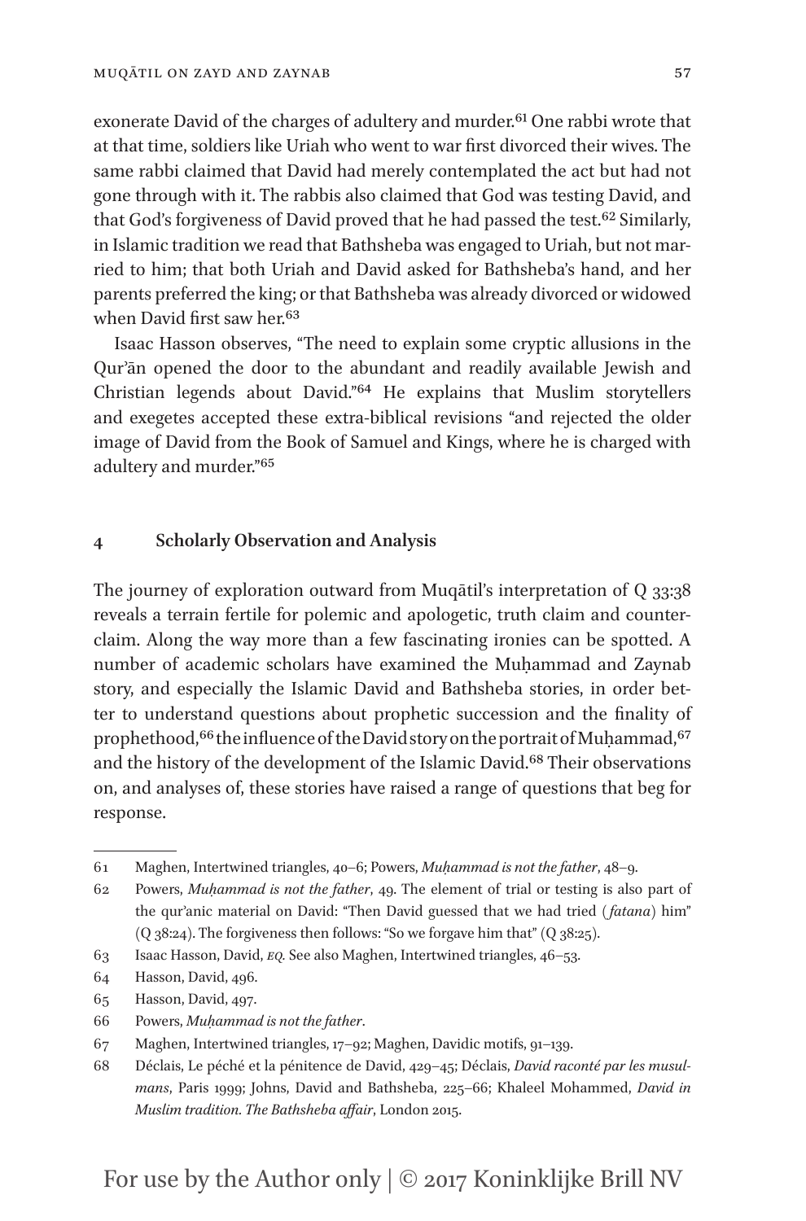exonerate David of the charges of adultery and murder.[61] One rabbi wrote that at that time, soldiers like Uriah who went to war first divorced their wives. The same rabbi claimed that David had merely contemplated the act but had not gone through with it. The rabbis also claimed that God was testing David, and that God's forgiveness of David proved that he had passed the test.[62] Similarly, in Islamic tradition we read that Bathsheba was engaged to Uriah, but not married to him; that both Uriah and David asked for Bathsheba's hand, and her parents preferred the king; or that Bathsheba was already divorced or widowed when David first saw her.[63]

Isaac Hasson observes, "The need to explain some cryptic allusions in the Qurʾān opened the door to the abundant and readily available Jewish and Christian legends about David."[64] He explains that Muslim storytellers and exegetes accepted these extra-biblical revisions "and rejected the older image of David from the Book of Samuel and Kings, where he is charged with adultery and murder."[65]

## 4 Scholarly Observation and Analysis

The journey of exploration outward from Muqātil's interpretation of Q 33:38 reveals a terrain fertile for polemic and apologetic, truth claim and counterclaim. Along the way more than a few fascinating ironies can be spotted. A number of academic scholars have examined the Muḥammad and Zaynab story, and especially the Islamic David and Bathsheba stories, in order better to understand questions about prophetic succession and the finality of prophethood,[66] the influence of the David story on the portrait of Muḥammad,[67] and the history of the development of the Islamic David.[68] Their observations on, and analyses of, these stories have raised a range of questions that beg for response.

---

61 Maghen, Intertwined triangles, 40–6; Powers, *Muḥammad is not the father*, 48–9.

62 Powers, *Muḥammad is not the father*, 49. The element of trial or testing is also part of the qur'anic material on David: "Then David guessed that we had tried (*fatana*) him" (Q 38:24). The forgiveness then follows: "So we forgave him that" (Q 38:25).

63 Isaac Hasson, David, *EQ*. See also Maghen, Intertwined triangles, 46–53.

64 Hasson, David, 496.

65 Hasson, David, 497.

66 Powers, *Muḥammad is not the father*.

67 Maghen, Intertwined triangles, 17–92; Maghen, Davidic motifs, 91–139.

68 Déclais, Le péché et la pénitence de David, 429–45; Déclais, *David raconté par les musulmans*, Paris 1999; Johns, David and Bathsheba, 225–66; Khaleel Mohammed, *David in Muslim tradition. The Bathsheba affair*, London 2015.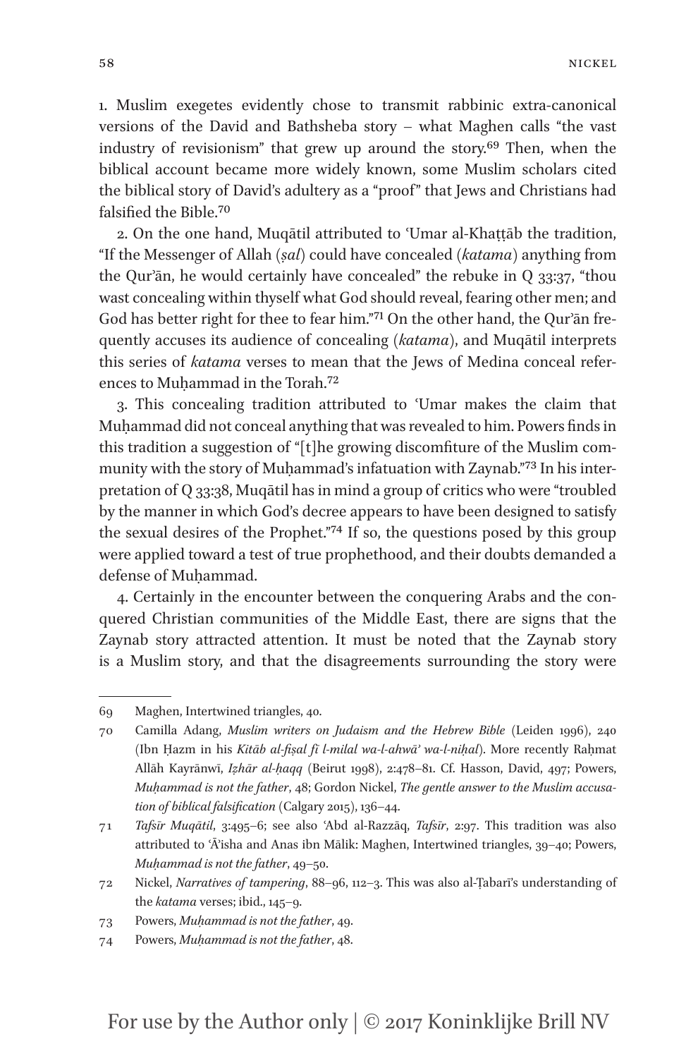1. Muslim exegetes evidently chose to transmit rabbinic extra-canonical versions of the David and Bathsheba story – what Maghen calls "the vast industry of revisionism" that grew up around the story.[69] Then, when the biblical account became more widely known, some Muslim scholars cited the biblical story of David's adultery as a "proof" that Jews and Christians had falsified the Bible.[70]

2. On the one hand, Muqātil attributed to ʿUmar al-Khaṭṭāb the tradition, "If the Messenger of Allah (*ṣal*) could have concealed (*katama*) anything from the Qur'ān, he would certainly have concealed" the rebuke in Q 33:37, "thou wast concealing within thyself what God should reveal, fearing other men; and God has better right for thee to fear him."[71] On the other hand, the Qur'ān frequently accuses its audience of concealing (*katama*), and Muqātil interprets this series of *katama* verses to mean that the Jews of Medina conceal references to Muḥammad in the Torah.[72]

3. This concealing tradition attributed to ʿUmar makes the claim that Muḥammad did not conceal anything that was revealed to him. Powers finds in this tradition a suggestion of "[t]he growing discomfiture of the Muslim community with the story of Muḥammad's infatuation with Zaynab."[73] In his interpretation of Q 33:38, Muqātil has in mind a group of critics who were "troubled by the manner in which God's decree appears to have been designed to satisfy the sexual desires of the Prophet."[74] If so, the questions posed by this group were applied toward a test of true prophethood, and their doubts demanded a defense of Muḥammad.

4. Certainly in the encounter between the conquering Arabs and the conquered Christian communities of the Middle East, there are signs that the Zaynab story attracted attention. It must be noted that the Zaynab story is a Muslim story, and that the disagreements surrounding the story were

---

69 Maghen, Intertwined triangles, 40.

70 Camilla Adang, *Muslim writers on Judaism and the Hebrew Bible* (Leiden 1996), 240 (Ibn Ḥazm in his *Kitāb al-fiṣal fī l-milal wa-l-ahwā' wa-l-niḥal*). More recently Raḥmat Allāh Kayrānwī, *Iẓhār al-ḥaqq* (Beirut 1998), 2:478–81. Cf. Hasson, David, 497; Powers, *Muḥammad is not the father*, 48; Gordon Nickel, *The gentle answer to the Muslim accusation of biblical falsification* (Calgary 2015), 136–44.

71 *Tafsīr Muqātil*, 3:495–6; see also ʿAbd al-Razzāq, *Tafsīr*, 2:97. This tradition was also attributed to ʿĀ'isha and Anas ibn Mālik: Maghen, Intertwined triangles, 39–40; Powers, *Muḥammad is not the father*, 49–50.

72 Nickel, *Narratives of tampering*, 88–96, 112–3. This was also al-Ṭabarī's understanding of the *katama* verses; ibid., 145–9.

73 Powers, *Muḥammad is not the father*, 49.

74 Powers, *Muḥammad is not the father*, 48.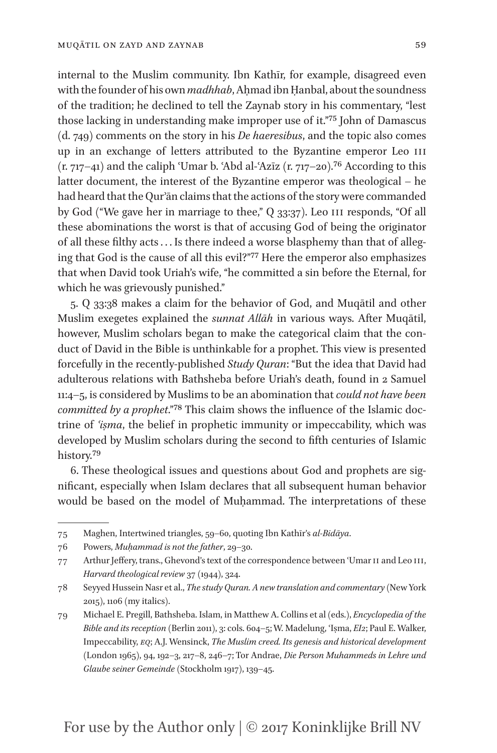internal to the Muslim community. Ibn Kathīr, for example, disagreed even with the founder of his own *madhhab*, Aḥmad ibn Ḥanbal, about the soundness of the tradition; he declined to tell the Zaynab story in his commentary, "lest those lacking in understanding make improper use of it."[75] John of Damascus (d. 749) comments on the story in his *De haeresibus*, and the topic also comes up in an exchange of letters attributed to the Byzantine emperor Leo III (r. 717–41) and the caliph ʿUmar b. ʿAbd al-ʿAzīz (r. 717–20).[76] According to this latter document, the interest of the Byzantine emperor was theological – he had heard that the Qurʾān claims that the actions of the story were commanded by God ("We gave her in marriage to thee," Q 33:37). Leo III responds, "Of all these abominations the worst is that of accusing God of being the originator of all these filthy acts ... Is there indeed a worse blasphemy than that of alleging that God is the cause of all this evil?"[77] Here the emperor also emphasizes that when David took Uriah's wife, "he committed a sin before the Eternal, for which he was grievously punished."

5. Q 33:38 makes a claim for the behavior of God, and Muqātil and other Muslim exegetes explained the *sunnat Allāh* in various ways. After Muqātil, however, Muslim scholars began to make the categorical claim that the conduct of David in the Bible is unthinkable for a prophet. This view is presented forcefully in the recently-published *Study Quran*: "But the idea that David had adulterous relations with Bathsheba before Uriah's death, found in 2 Samuel 11:4–5, is considered by Muslims to be an abomination that *could not have been committed by a prophet*."[78] This claim shows the influence of the Islamic doctrine of *ʿiṣma*, the belief in prophetic immunity or impeccability, which was developed by Muslim scholars during the second to fifth centuries of Islamic history.[79]

6. These theological issues and questions about God and prophets are significant, especially when Islam declares that all subsequent human behavior would be based on the model of Muḥammad. The interpretations of these

---

75 Maghen, Intertwined triangles, 59–60, quoting Ibn Kathīr's *al-Bidāya*.

76 Powers, *Muḥammad is not the father*, 29–30.

77 Arthur Jeffery, trans., Ghevond's text of the correspondence between ʿUmar II and Leo III, *Harvard theological review* 37 (1944), 324.

78 Seyyed Hussein Nasr et al., *The study Quran. A new translation and commentary* (New York 2015), 1106 (my italics).

79 Michael E. Pregill, Bathsheba. Islam, in Matthew A. Collins et al (eds.), *Encyclopedia of the Bible and its reception* (Berlin 2011), 3: cols. 604–5; W. Madelung, ʿIṣma, *EI2*; Paul E. Walker, Impeccability, *EQ*; A.J. Wensinck, *The Muslim creed. Its genesis and historical development* (London 1965), 94, 192–3, 217–8, 246–7; Tor Andrae, *Die Person Muhammeds in Lehre und Glaube seiner Gemeinde* (Stockholm 1917), 139–45.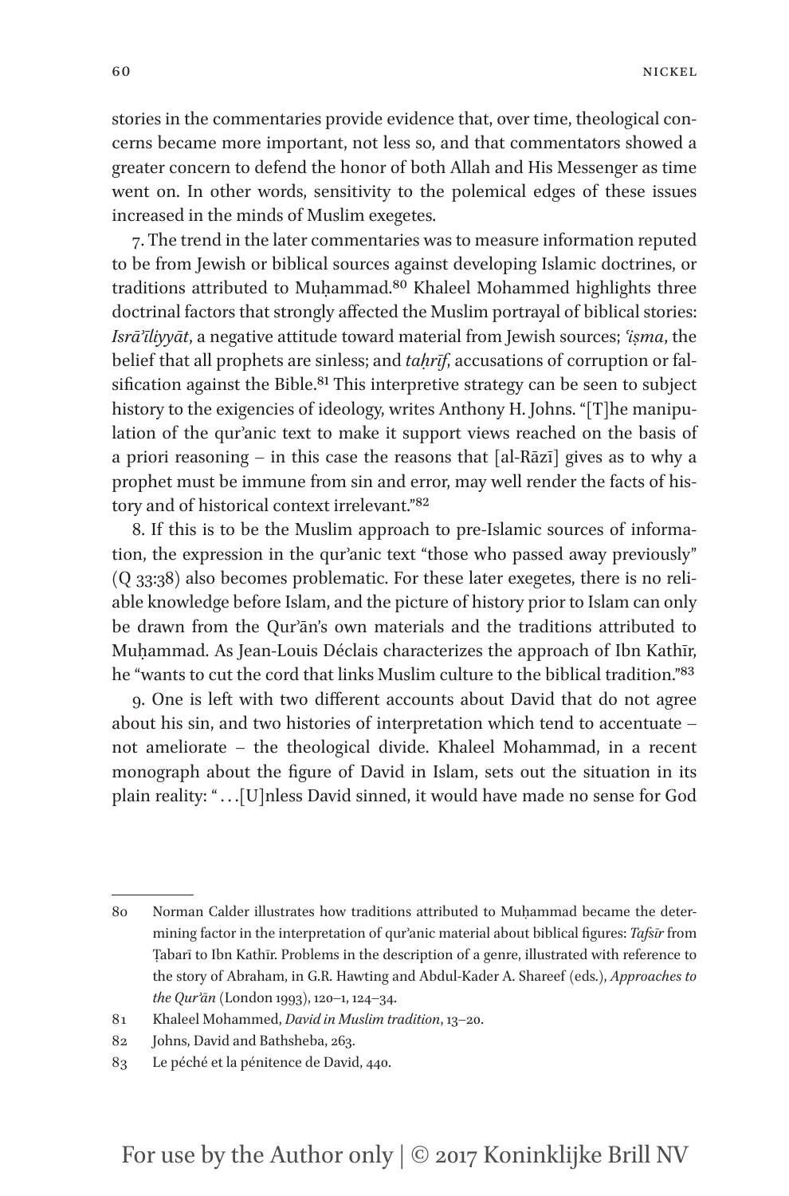stories in the commentaries provide evidence that, over time, theological concerns became more important, not less so, and that commentators showed a greater concern to defend the honor of both Allah and His Messenger as time went on. In other words, sensitivity to the polemical edges of these issues increased in the minds of Muslim exegetes.

7. The trend in the later commentaries was to measure information reputed to be from Jewish or biblical sources against developing Islamic doctrines, or traditions attributed to Muḥammad.[80] Khaleel Mohammed highlights three doctrinal factors that strongly affected the Muslim portrayal of biblical stories: *Isrāʾīliyyāt*, a negative attitude toward material from Jewish sources; *ʿiṣma*, the belief that all prophets are sinless; and *taḥrīf*, accusations of corruption or falsification against the Bible.[81] This interpretive strategy can be seen to subject history to the exigencies of ideology, writes Anthony H. Johns. "[T]he manipulation of the qurʾanic text to make it support views reached on the basis of a priori reasoning – in this case the reasons that [al-Rāzī] gives as to why a prophet must be immune from sin and error, may well render the facts of history and of historical context irrelevant."[82]

8. If this is to be the Muslim approach to pre-Islamic sources of information, the expression in the qurʾanic text "those who passed away previously" (Q 33:38) also becomes problematic. For these later exegetes, there is no reliable knowledge before Islam, and the picture of history prior to Islam can only be drawn from the Qurʾān's own materials and the traditions attributed to Muḥammad. As Jean-Louis Déclais characterizes the approach of Ibn Kathīr, he "wants to cut the cord that links Muslim culture to the biblical tradition."[83]

9. One is left with two different accounts about David that do not agree about his sin, and two histories of interpretation which tend to accentuate – not ameliorate – the theological divide. Khaleel Mohammad, in a recent monograph about the figure of David in Islam, sets out the situation in its plain reality: "…[U]nless David sinned, it would have made no sense for God

---

80 Norman Calder illustrates how traditions attributed to Muḥammad became the determining factor in the interpretation of qurʾanic material about biblical figures: *Tafsīr* from Ṭabarī to Ibn Kathīr. Problems in the description of a genre, illustrated with reference to the story of Abraham, in G.R. Hawting and Abdul-Kader A. Shareef (eds.), *Approaches to the Qurʾān* (London 1993), 120–1, 124–34.

81 Khaleel Mohammed, *David in Muslim tradition*, 13–20.

82 Johns, David and Bathsheba, 263.

83 Le péché et la pénitence de David, 440.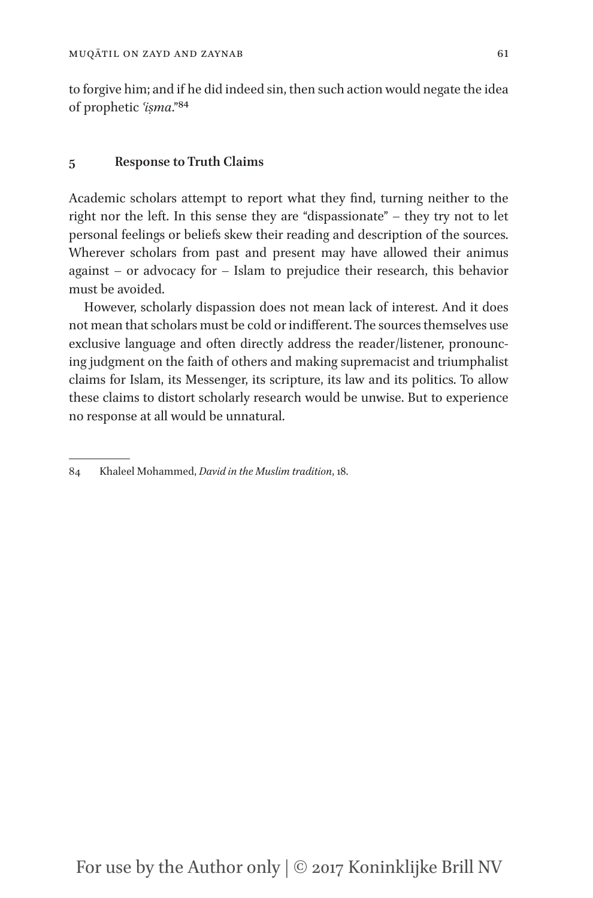to forgive him; and if he did indeed sin, then such action would negate the idea of prophetic *ʿiṣma*."[84]

## 5 Response to Truth Claims

Academic scholars attempt to report what they find, turning neither to the right nor the left. In this sense they are "dispassionate" – they try not to let personal feelings or beliefs skew their reading and description of the sources. Wherever scholars from past and present may have allowed their animus against – or advocacy for – Islam to prejudice their research, this behavior must be avoided.

However, scholarly dispassion does not mean lack of interest. And it does not mean that scholars must be cold or indifferent. The sources themselves use exclusive language and often directly address the reader/listener, pronouncing judgment on the faith of others and making supremacist and triumphalist claims for Islam, its Messenger, its scripture, its law and its politics. To allow these claims to distort scholarly research would be unwise. But to experience no response at all would be unnatural.

---

84 Khaleel Mohammed, *David in the Muslim tradition*, 18.